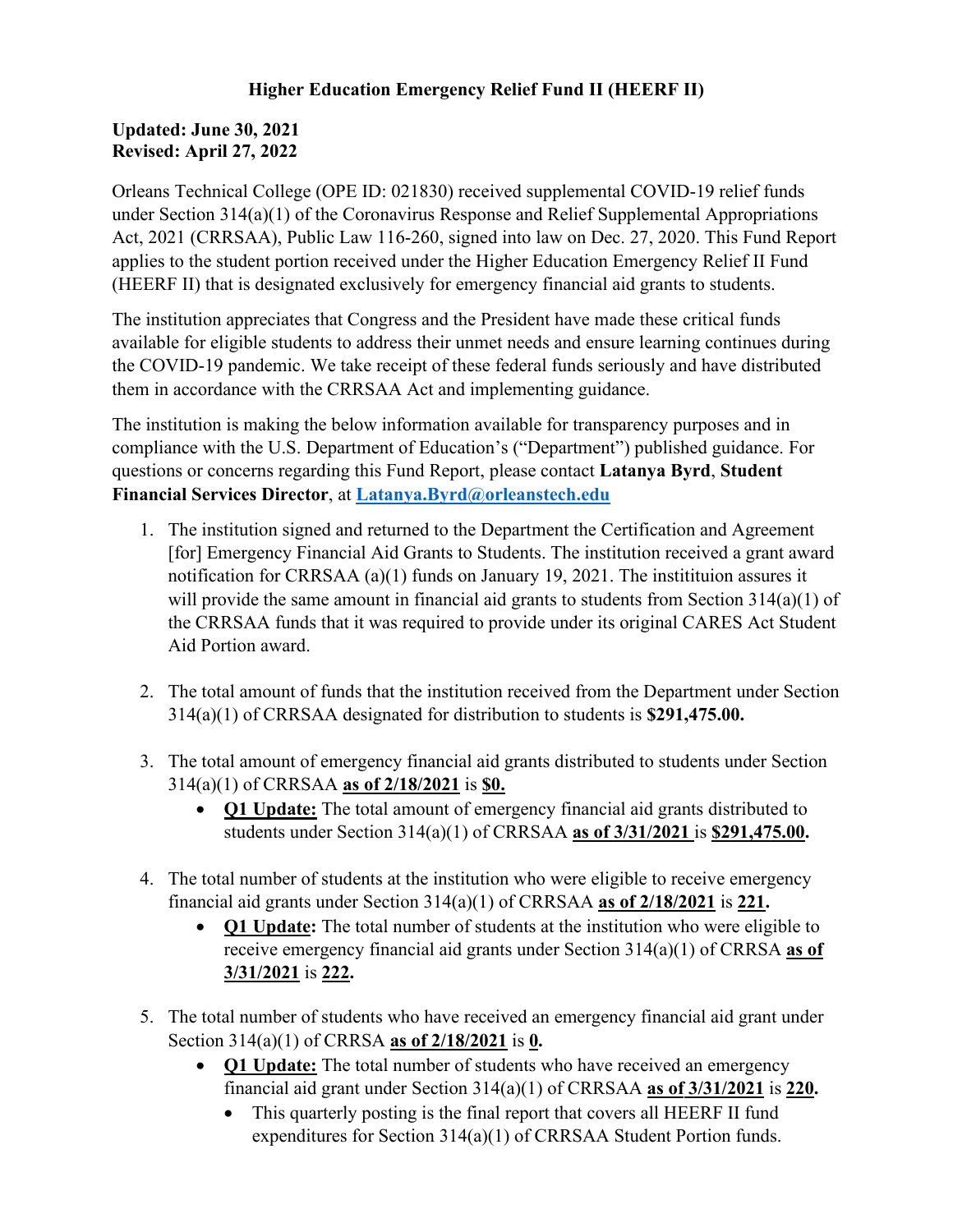# Higher Education Emergency Relief Fund II (HEERF II)

**Updated: June 30, 2021**
**Revised: April 27, 2022**

Orleans Technical College (OPE ID: 021830) received supplemental COVID-19 relief funds under Section 314(a)(1) of the Coronavirus Response and Relief Supplemental Appropriations Act, 2021 (CRRSAA), Public Law 116-260, signed into law on Dec. 27, 2020. This Fund Report applies to the student portion received under the Higher Education Emergency Relief II Fund (HEERF II) that is designated exclusively for emergency financial aid grants to students.

The institution appreciates that Congress and the President have made these critical funds available for eligible students to address their unmet needs and ensure learning continues during the COVID-19 pandemic. We take receipt of these federal funds seriously and have distributed them in accordance with the CRRSAA Act and implementing guidance.

The institution is making the below information available for transparency purposes and in compliance with the U.S. Department of Education's ("Department") published guidance. For questions or concerns regarding this Fund Report, please contact **Latanya Byrd**, **Student Financial Services Director**, at **Latanya.Byrd@orleanstech.edu**

1. The institution signed and returned to the Department the Certification and Agreement [for] Emergency Financial Aid Grants to Students. The institution received a grant award notification for CRRSAA (a)(1) funds on January 19, 2021. The instititiuon assures it will provide the same amount in financial aid grants to students from Section 314(a)(1) of the CRRSAA funds that it was required to provide under its original CARES Act Student Aid Portion award.

2. The total amount of funds that the institution received from the Department under Section 314(a)(1) of CRRSAA designated for distribution to students is **$291,475.00.**

3. The total amount of emergency financial aid grants distributed to students under Section 314(a)(1) of CRRSAA **as of 2/18/2021** is **$0.**
   - **Q1 Update:** The total amount of emergency financial aid grants distributed to students under Section 314(a)(1) of CRRSAA **as of 3/31/2021** is **$291,475.00.**

4. The total number of students at the institution who were eligible to receive emergency financial aid grants under Section 314(a)(1) of CRRSAA **as of 2/18/2021** is **221.**
   - **Q1 Update:** The total number of students at the institution who were eligible to receive emergency financial aid grants under Section 314(a)(1) of CRRSA **as of 3/31/2021** is **222.**

5. The total number of students who have received an emergency financial aid grant under Section 314(a)(1) of CRRSA **as of 2/18/2021** is **0.**
   - **Q1 Update:** The total number of students who have received an emergency financial aid grant under Section 314(a)(1) of CRRSAA **as of 3/31/2021** is **220.**
     - This quarterly posting is the final report that covers all HEERF II fund expenditures for Section 314(a)(1) of CRRSAA Student Portion funds.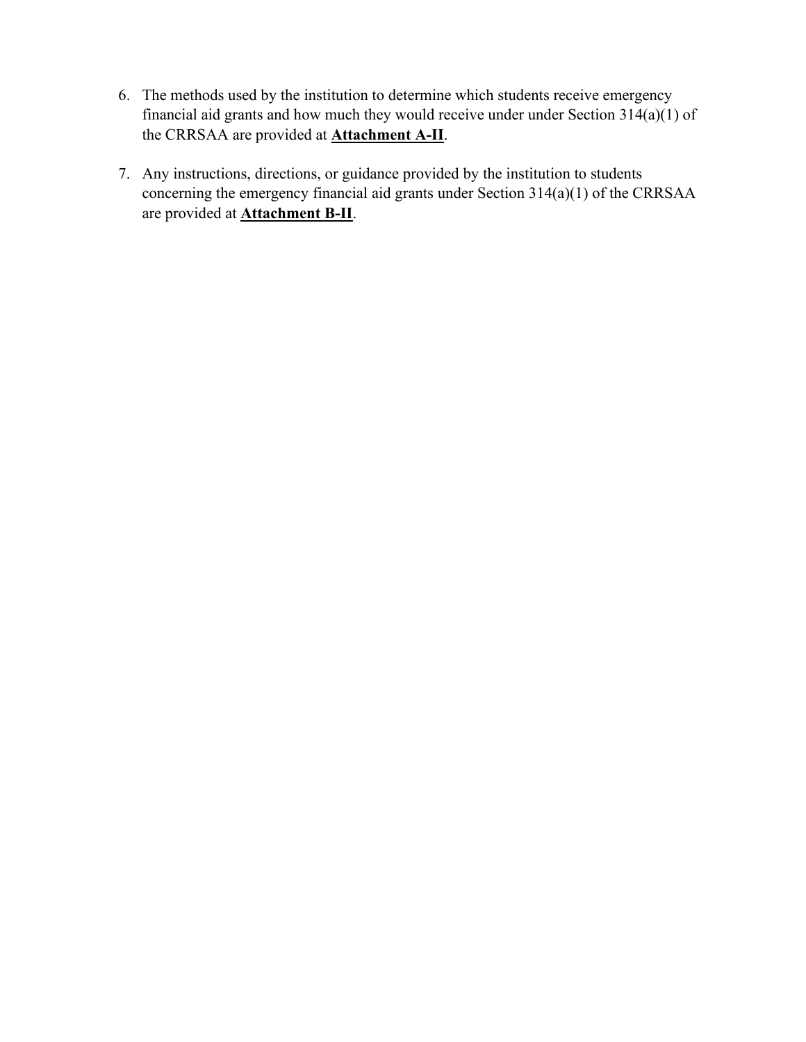6. The methods used by the institution to determine which students receive emergency financial aid grants and how much they would receive under under Section 314(a)(1) of the CRRSAA are provided at **Attachment A-II**.

7. Any instructions, directions, or guidance provided by the institution to students concerning the emergency financial aid grants under Section 314(a)(1) of the CRRSAA are provided at **Attachment B-II**.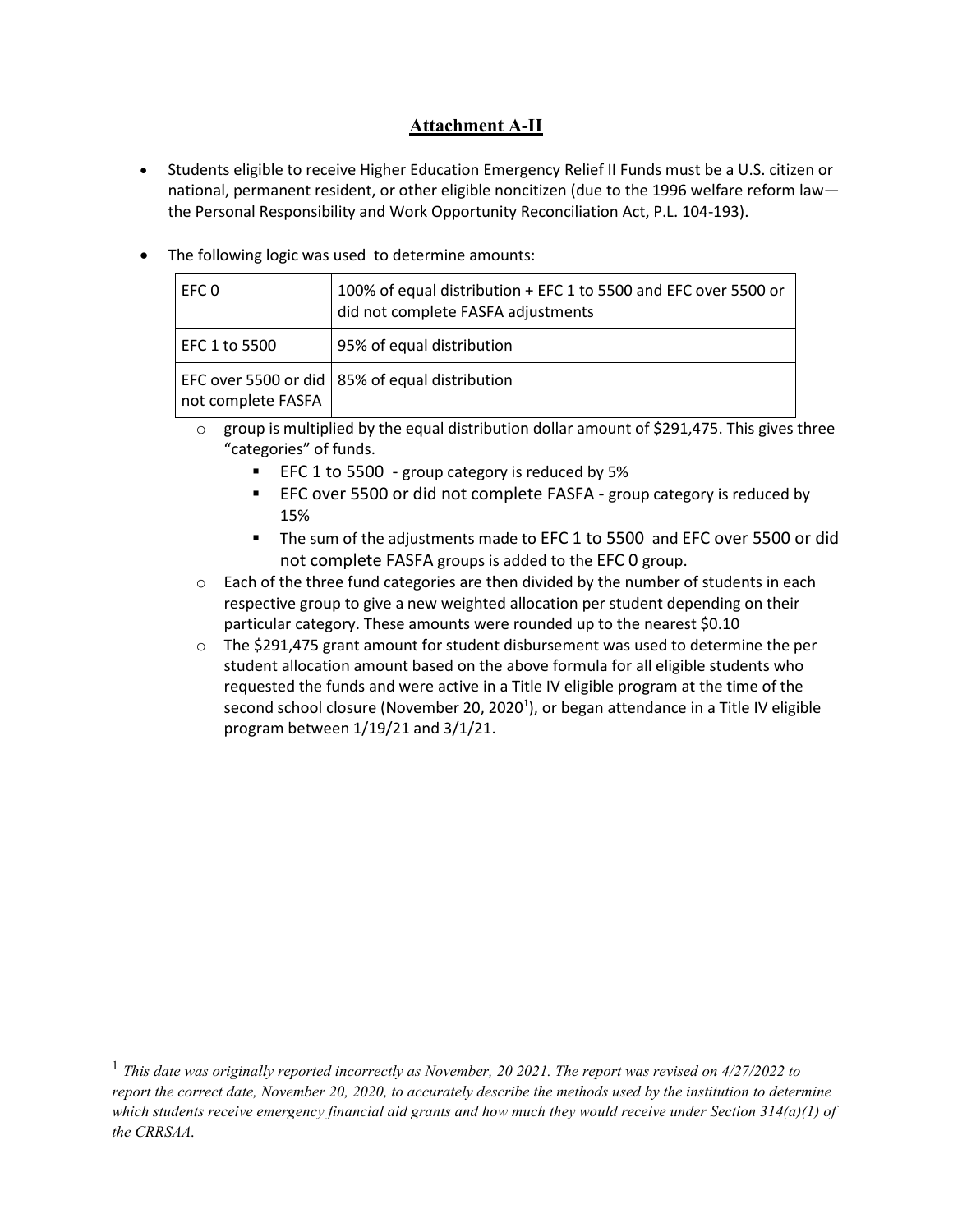## Attachment A-II

- Students eligible to receive Higher Education Emergency Relief II Funds must be a U.S. citizen or national, permanent resident, or other eligible noncitizen (due to the 1996 welfare reform law—the Personal Responsibility and Work Opportunity Reconciliation Act, P.L. 104-193).
- The following logic was used to determine amounts:

| EFC 0 | 100% of equal distribution + EFC 1 to 5500 and EFC over 5500 or did not complete FASFA adjustments |
|---|---|
| EFC 1 to 5500 | 95% of equal distribution |
| EFC over 5500 or did not complete FASFA | 85% of equal distribution |

  - group is multiplied by the equal distribution dollar amount of $291,475. This gives three "categories" of funds.
    - EFC 1 to 5500 - group category is reduced by 5%
    - EFC over 5500 or did not complete FASFA - group category is reduced by 15%
    - The sum of the adjustments made to EFC 1 to 5500 and EFC over 5500 or did not complete FASFA groups is added to the EFC 0 group.
  - Each of the three fund categories are then divided by the number of students in each respective group to give a new weighted allocation per student depending on their particular category. These amounts were rounded up to the nearest $0.10
  - The $291,475 grant amount for student disbursement was used to determine the per student allocation amount based on the above formula for all eligible students who requested the funds and were active in a Title IV eligible program at the time of the second school closure (November 20, 2020[1]), or began attendance in a Title IV eligible program between 1/19/21 and 3/1/21.

[1] *This date was originally reported incorrectly as November, 20 2021. The report was revised on 4/27/2022 to report the correct date, November 20, 2020, to accurately describe the methods used by the institution to determine which students receive emergency financial aid grants and how much they would receive under Section 314(a)(1) of the CRRSAA.*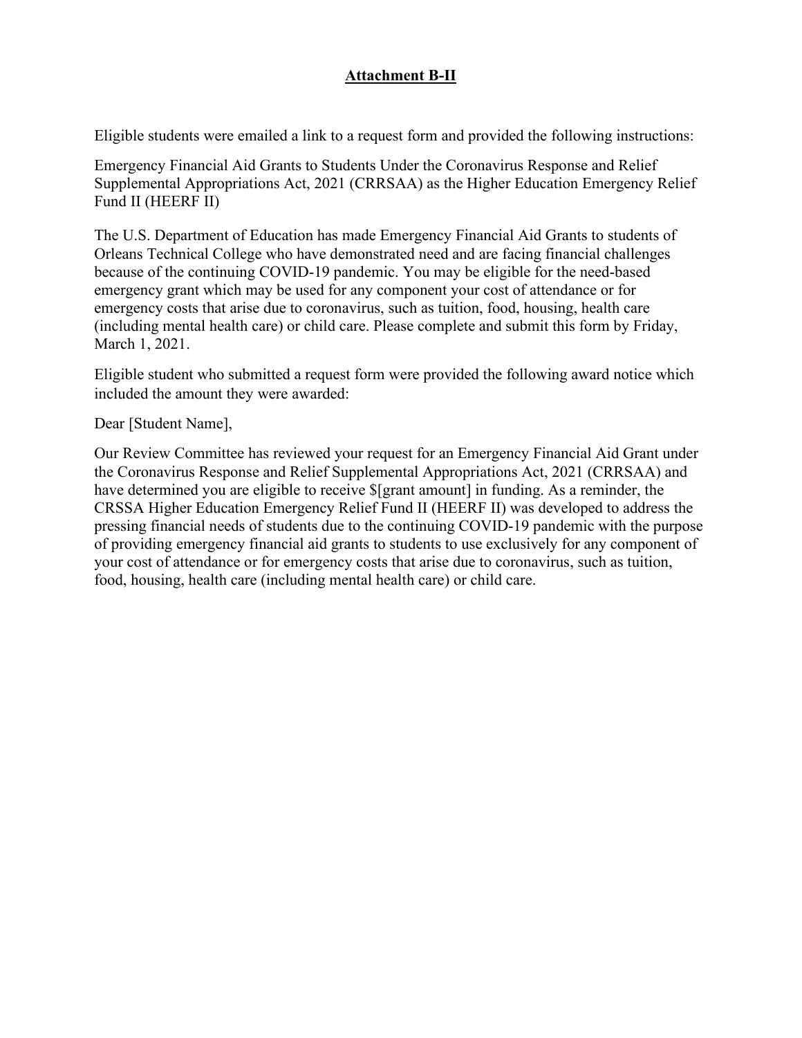**Attachment B-II**

Eligible students were emailed a link to a request form and provided the following instructions:

Emergency Financial Aid Grants to Students Under the Coronavirus Response and Relief Supplemental Appropriations Act, 2021 (CRRSAA) as the Higher Education Emergency Relief Fund II (HEERF II)

The U.S. Department of Education has made Emergency Financial Aid Grants to students of Orleans Technical College who have demonstrated need and are facing financial challenges because of the continuing COVID-19 pandemic. You may be eligible for the need-based emergency grant which may be used for any component your cost of attendance or for emergency costs that arise due to coronavirus, such as tuition, food, housing, health care (including mental health care) or child care. Please complete and submit this form by Friday, March 1, 2021.

Eligible student who submitted a request form were provided the following award notice which included the amount they were awarded:

Dear [Student Name],

Our Review Committee has reviewed your request for an Emergency Financial Aid Grant under the Coronavirus Response and Relief Supplemental Appropriations Act, 2021 (CRRSAA) and have determined you are eligible to receive $[grant amount] in funding. As a reminder, the CRSSA Higher Education Emergency Relief Fund II (HEERF II) was developed to address the pressing financial needs of students due to the continuing COVID-19 pandemic with the purpose of providing emergency financial aid grants to students to use exclusively for any component of your cost of attendance or for emergency costs that arise due to coronavirus, such as tuition, food, housing, health care (including mental health care) or child care.